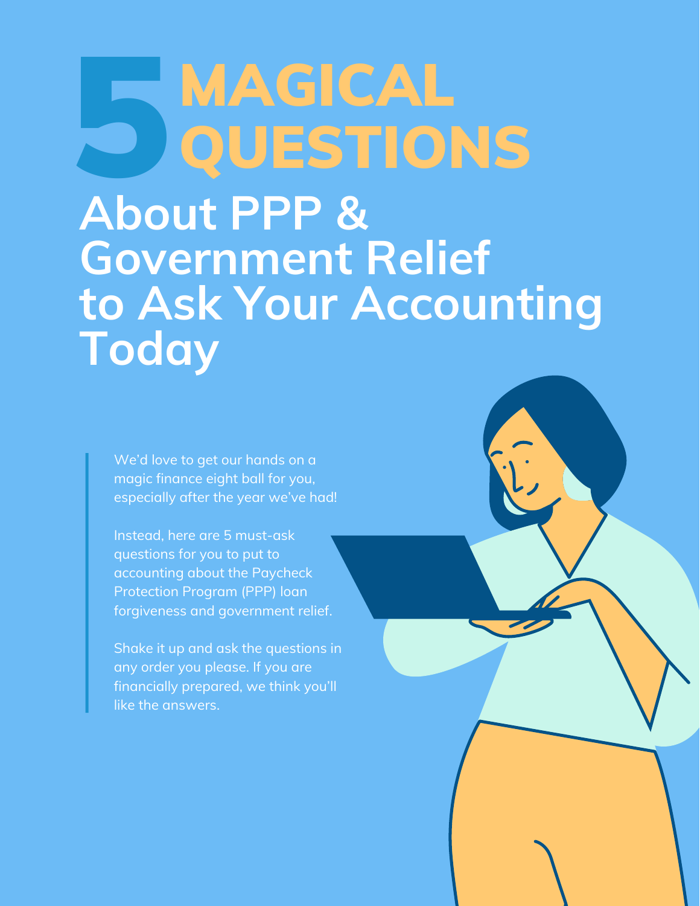# 5 MAGICAL QUESTIONS

## About PPP & Government Relief to Ask Your Accounting Today

We'd love to get our hands on a magic finance eight ball for you, especially after the year we've had!

Instead, here are 5 must-ask questions for you to put to accounting about the Paycheck Protection Program (PPP) loan forgiveness and government relief.

Shake it up and ask the questions in any order you please. If you are financially prepared, we think you'll like the answers.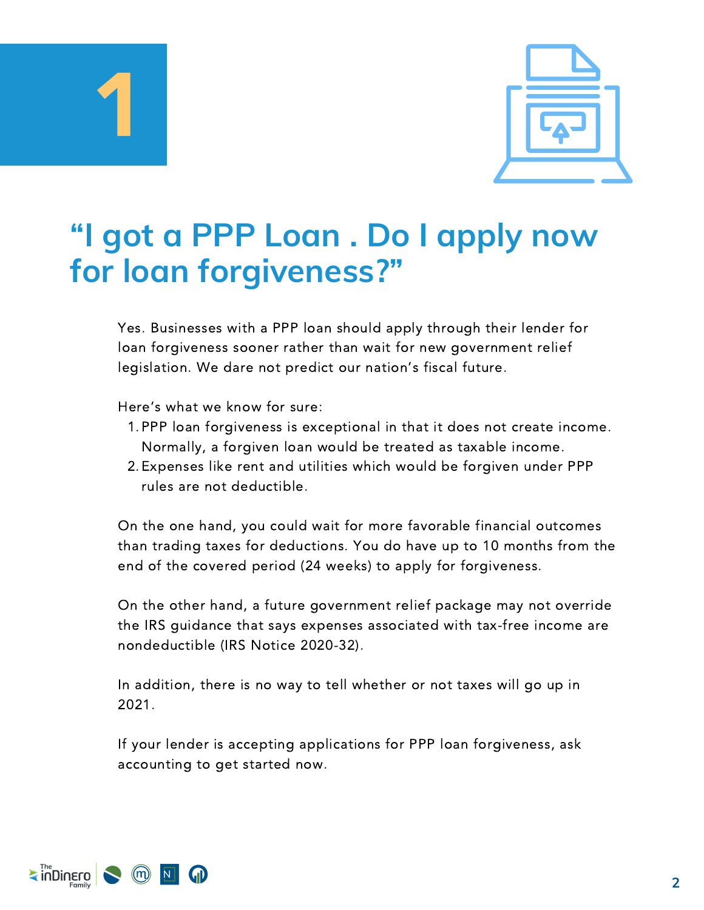# 1

## "I got a PPP Loan . Do I apply now for loan forgiveness?"

Yes. Businesses with a PPP loan should apply through their lender for loan forgiveness sooner rather than wait for new government relief legislation. We dare not predict our nation's fiscal future.

Here's what we know for sure:

1. PPP loan forgiveness is exceptional in that it does not create income. Normally, a forgiven loan would be treated as taxable income.
2. Expenses like rent and utilities which would be forgiven under PPP rules are not deductible.

On the one hand, you could wait for more favorable financial outcomes than trading taxes for deductions. You do have up to 10 months from the end of the covered period (24 weeks) to apply for forgiveness.

On the other hand, a future government relief package may not override the IRS guidance that says expenses associated with tax-free income are nondeductible (IRS Notice 2020-32).

In addition, there is no way to tell whether or not taxes will go up in 2021.

If your lender is accepting applications for PPP loan forgiveness, ask accounting to get started now.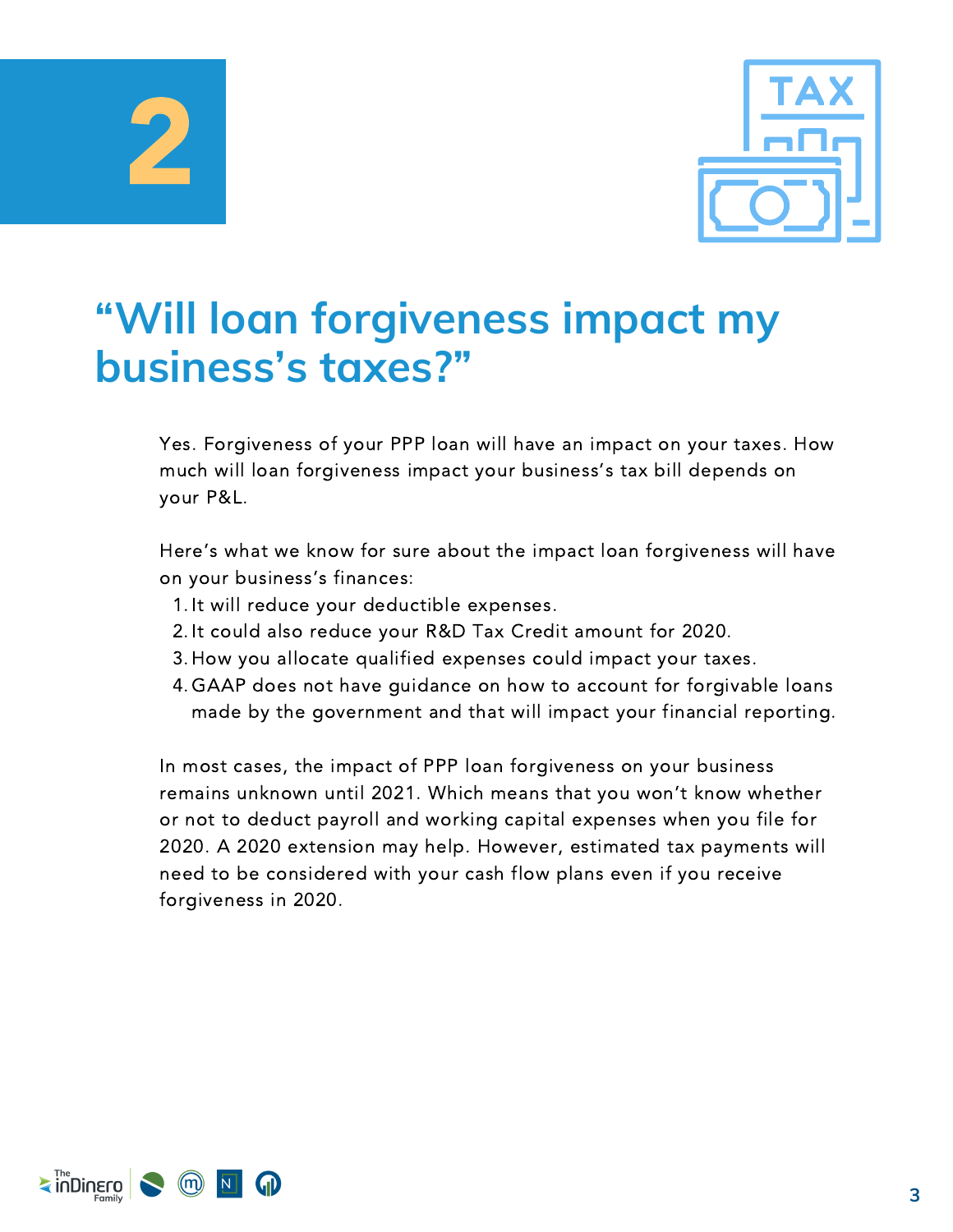# 2

## "Will loan forgiveness impact my business's taxes?"

Yes. Forgiveness of your PPP loan will have an impact on your taxes. How much will loan forgiveness impact your business's tax bill depends on your P&L.

Here's what we know for sure about the impact loan forgiveness will have on your business's finances:

1. It will reduce your deductible expenses.
2. It could also reduce your R&D Tax Credit amount for 2020.
3. How you allocate qualified expenses could impact your taxes.
4. GAAP does not have guidance on how to account for forgivable loans made by the government and that will impact your financial reporting.

In most cases, the impact of PPP loan forgiveness on your business remains unknown until 2021. Which means that you won't know whether or not to deduct payroll and working capital expenses when you file for 2020. A 2020 extension may help. However, estimated tax payments will need to be considered with your cash flow plans even if you receive forgiveness in 2020.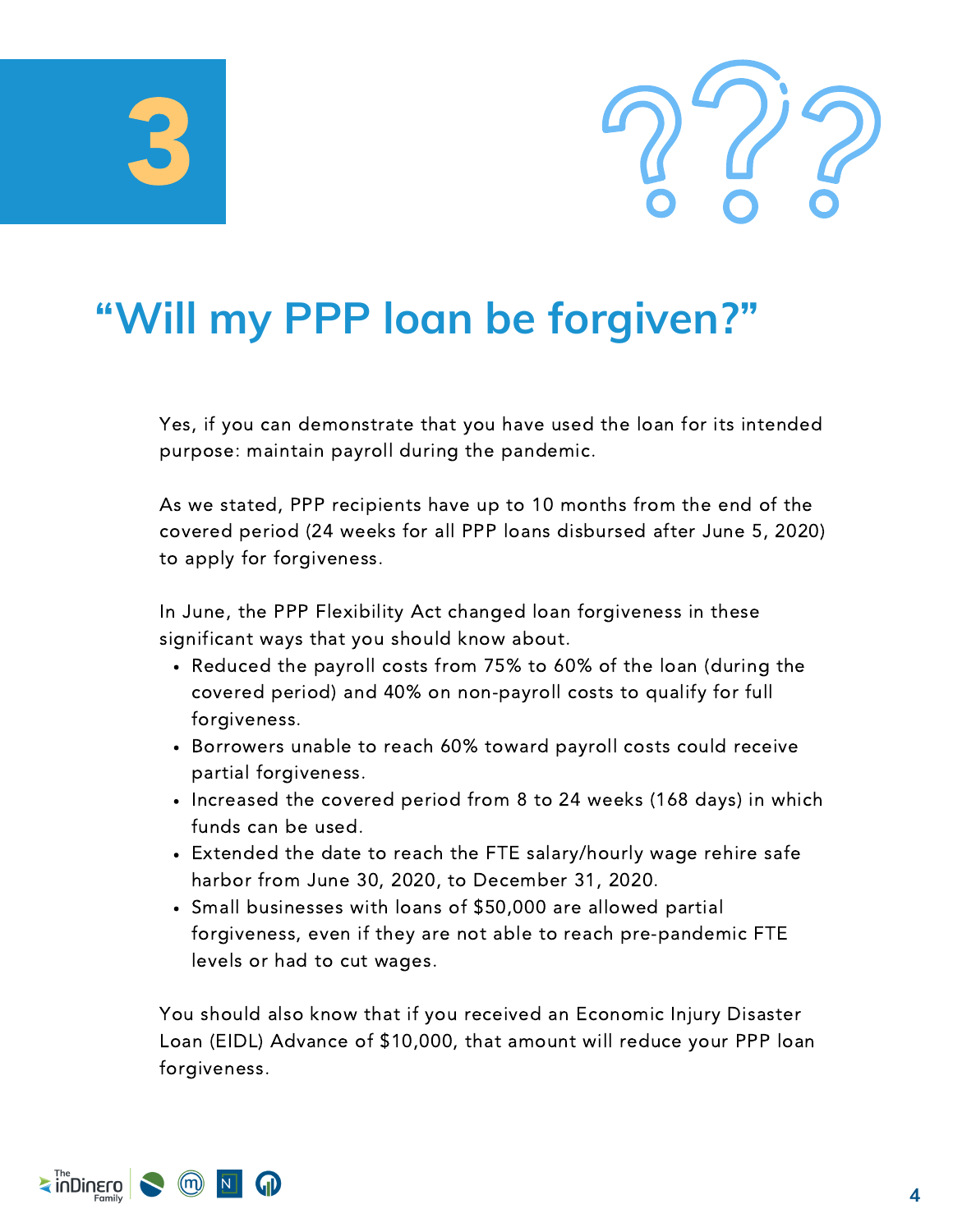3

# "Will my PPP loan be forgiven?"

Yes, if you can demonstrate that you have used the loan for its intended purpose: maintain payroll during the pandemic.

As we stated, PPP recipients have up to 10 months from the end of the covered period (24 weeks for all PPP loans disbursed after June 5, 2020) to apply for forgiveness.

In June, the PPP Flexibility Act changed loan forgiveness in these significant ways that you should know about.

- Reduced the payroll costs from 75% to 60% of the loan (during the covered period) and 40% on non-payroll costs to qualify for full forgiveness.
- Borrowers unable to reach 60% toward payroll costs could receive partial forgiveness.
- Increased the covered period from 8 to 24 weeks (168 days) in which funds can be used.
- Extended the date to reach the FTE salary/hourly wage rehire safe harbor from June 30, 2020, to December 31, 2020.
- Small businesses with loans of $50,000 are allowed partial forgiveness, even if they are not able to reach pre-pandemic FTE levels or had to cut wages.

You should also know that if you received an Economic Injury Disaster Loan (EIDL) Advance of $10,000, that amount will reduce your PPP loan forgiveness.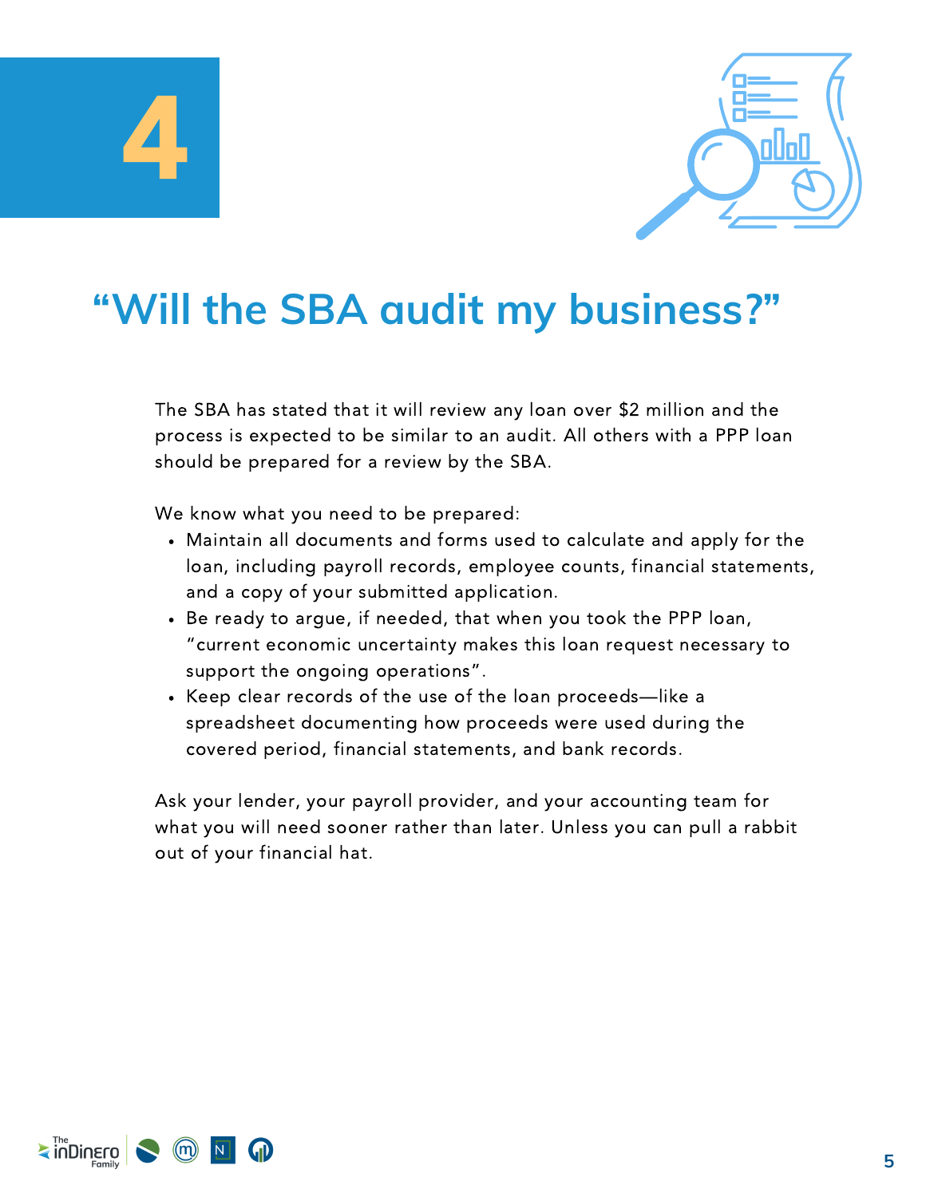# 4

## "Will the SBA audit my business?"

The SBA has stated that it will review any loan over $2 million and the process is expected to be similar to an audit. All others with a PPP loan should be prepared for a review by the SBA.

We know what you need to be prepared:

- Maintain all documents and forms used to calculate and apply for the loan, including payroll records, employee counts, financial statements, and a copy of your submitted application.
- Be ready to argue, if needed, that when you took the PPP loan, "current economic uncertainty makes this loan request necessary to support the ongoing operations".
- Keep clear records of the use of the loan proceeds—like a spreadsheet documenting how proceeds were used during the covered period, financial statements, and bank records.

Ask your lender, your payroll provider, and your accounting team for what you will need sooner rather than later. Unless you can pull a rabbit out of your financial hat.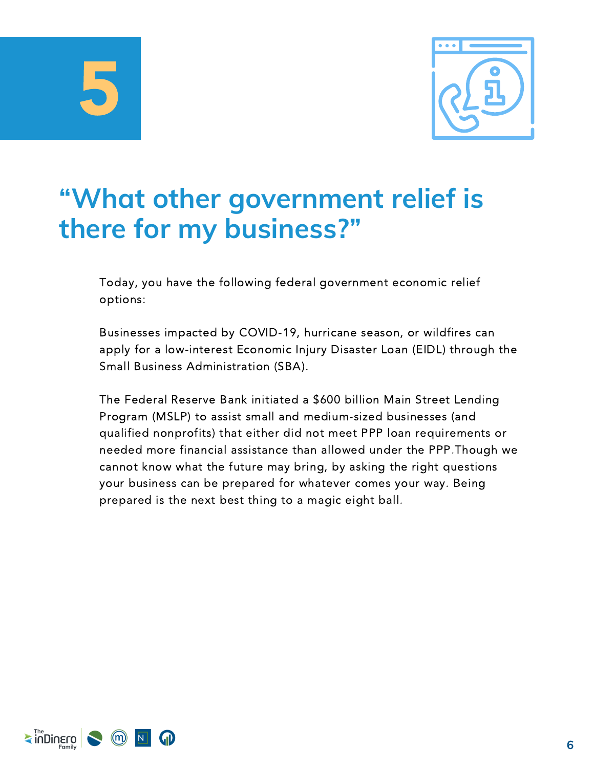# 5

## "What other government relief is there for my business?"

Today, you have the following federal government economic relief options:

Businesses impacted by COVID-19, hurricane season, or wildfires can apply for a low-interest Economic Injury Disaster Loan (EIDL) through the Small Business Administration (SBA).

The Federal Reserve Bank initiated a $600 billion Main Street Lending Program (MSLP) to assist small and medium-sized businesses (and qualified nonprofits) that either did not meet PPP loan requirements or needed more financial assistance than allowed under the PPP.Though we cannot know what the future may bring, by asking the right questions your business can be prepared for whatever comes your way. Being prepared is the next best thing to a magic eight ball.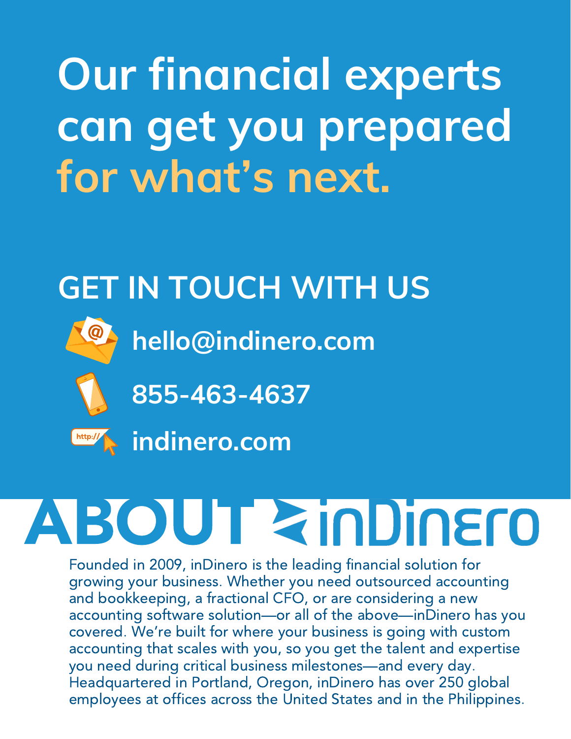# Our financial experts can get you prepared for what's next.

## GET IN TOUCH WITH US

hello@indinero.com

855-463-4637

indinero.com

# ABOUT inDinero

Founded in 2009, inDinero is the leading financial solution for growing your business. Whether you need outsourced accounting and bookkeeping, a fractional CFO, or are considering a new accounting software solution—or all of the above—inDinero has you covered. We're built for where your business is going with custom accounting that scales with you, so you get the talent and expertise you need during critical business milestones—and every day. Headquartered in Portland, Oregon, inDinero has over 250 global employees at offices across the United States and in the Philippines.